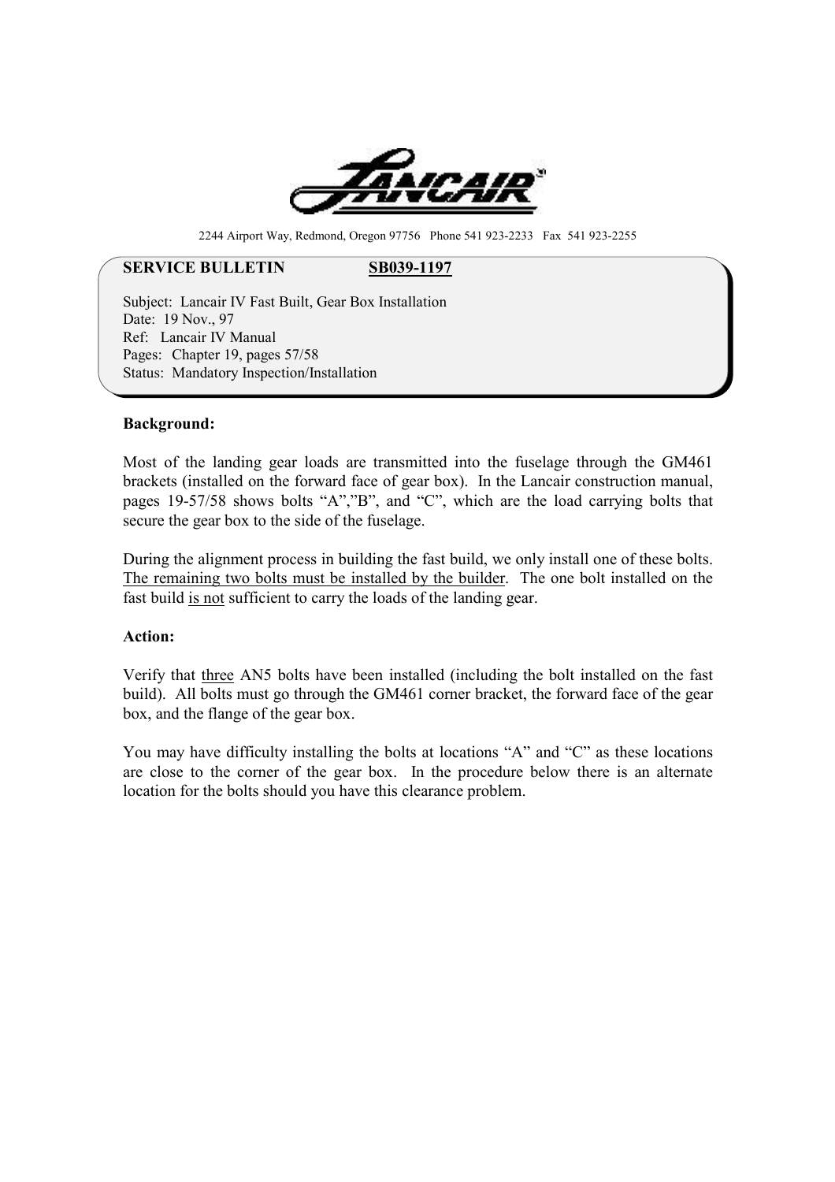2244 Airport Way, Redmond, Oregon 97756 Phone 541 923-2233 Fax 541 923-2255

**SERVICE BULLETIN** **SB039-1197**

Subject: Lancair IV Fast Built, Gear Box Installation
Date: 19 Nov., 97
Ref: Lancair IV Manual
Pages: Chapter 19, pages 57/58
Status: Mandatory Inspection/Installation

**Background:**

Most of the landing gear loads are transmitted into the fuselage through the GM461 brackets (installed on the forward face of gear box). In the Lancair construction manual, pages 19-57/58 shows bolts "A","B", and "C", which are the load carrying bolts that secure the gear box to the side of the fuselage.

During the alignment process in building the fast build, we only install one of these bolts. The remaining two bolts must be installed by the builder. The one bolt installed on the fast build is not sufficient to carry the loads of the landing gear.

**Action:**

Verify that three AN5 bolts have been installed (including the bolt installed on the fast build). All bolts must go through the GM461 corner bracket, the forward face of the gear box, and the flange of the gear box.

You may have difficulty installing the bolts at locations "A" and "C" as these locations are close to the corner of the gear box. In the procedure below there is an alternate location for the bolts should you have this clearance problem.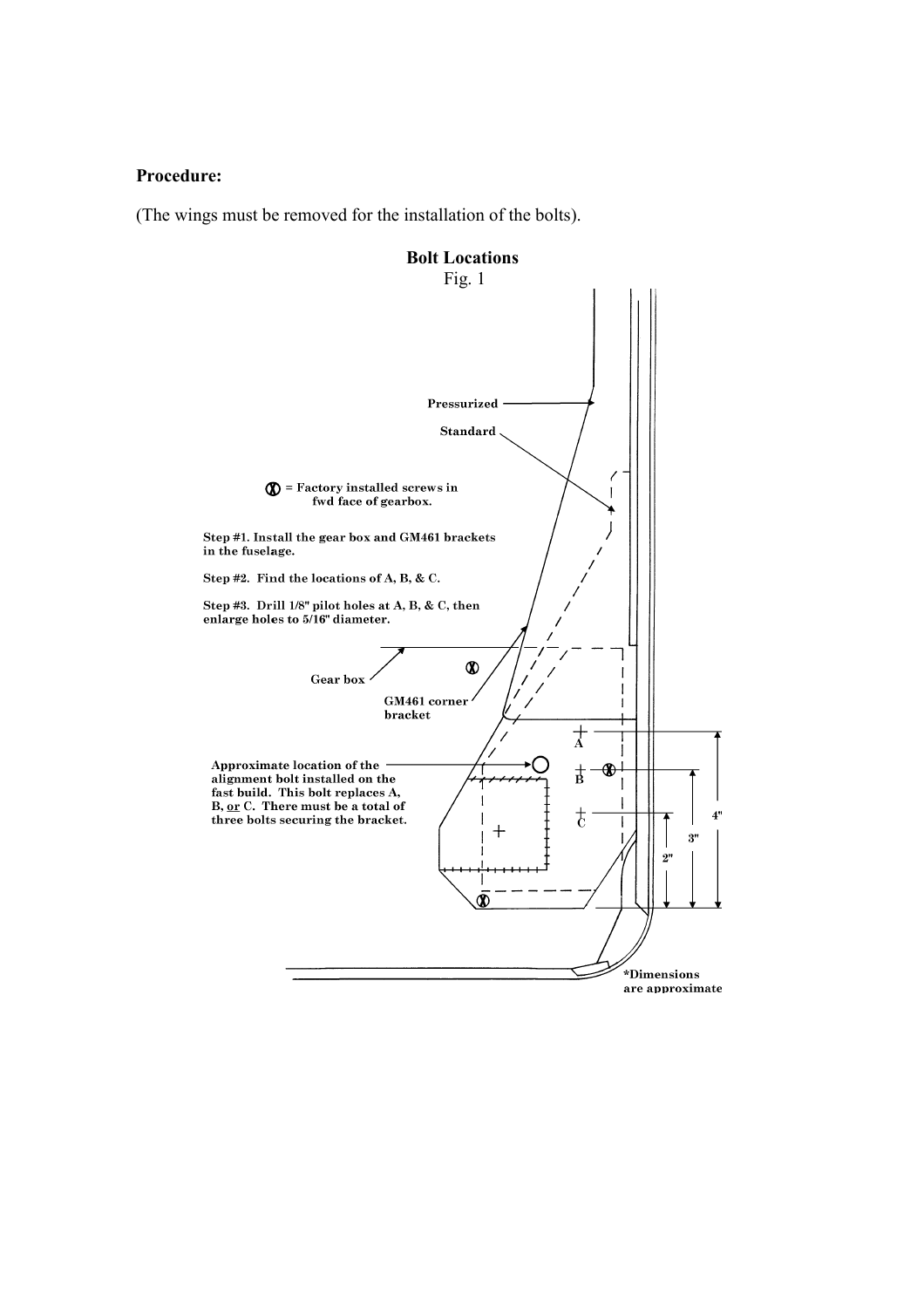**Procedure:**

(The wings must be removed for the installation of the bolts).

**Bolt Locations**

Fig. 1

Pressurized

Standard

Ⓧ = Factory installed screws in fwd face of gearbox.

Step #1. Install the gear box and GM461 brackets in the fuselage.

Step #2. Find the locations of A, B, & C.

Step #3. Drill 1/8" pilot holes at A, B, & C, then enlarge holes to 5/16" diameter.

Gear box

GM461 corner bracket

Approximate location of the alignment bolt installed on the fast build. This bolt replaces A, B, <u>or</u> C. There must be a total of three bolts securing the bracket.

A

B

C

4"

3"

2"

*Dimensions are approximate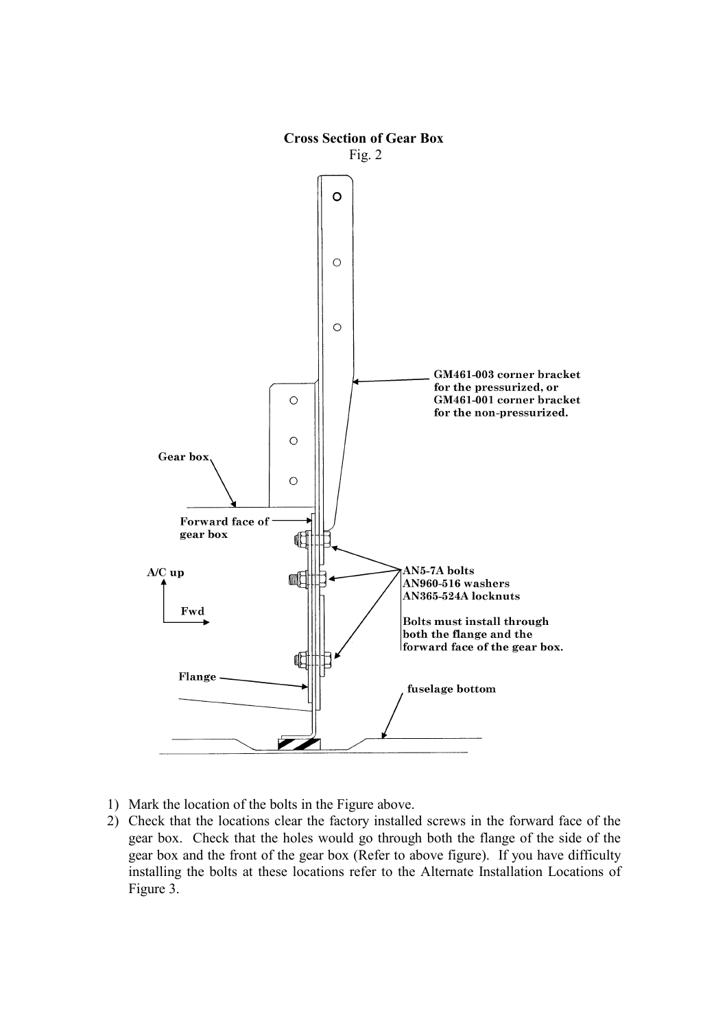**Cross Section of Gear Box**

Fig. 2

GM461-003 corner bracket for the pressurized, or GM461-001 corner bracket for the non-pressurized.

Gear box

Forward face of gear box

A/C up

Fwd

AN5-7A bolts
AN960-516 washers
AN365-524A locknuts

Bolts must install through both the flange and the forward face of the gear box.

Flange

fuselage bottom

1) Mark the location of the bolts in the Figure above.
2) Check that the locations clear the factory installed screws in the forward face of the gear box. Check that the holes would go through both the flange of the side of the gear box and the front of the gear box (Refer to above figure). If you have difficulty installing the bolts at these locations refer to the Alternate Installation Locations of Figure 3.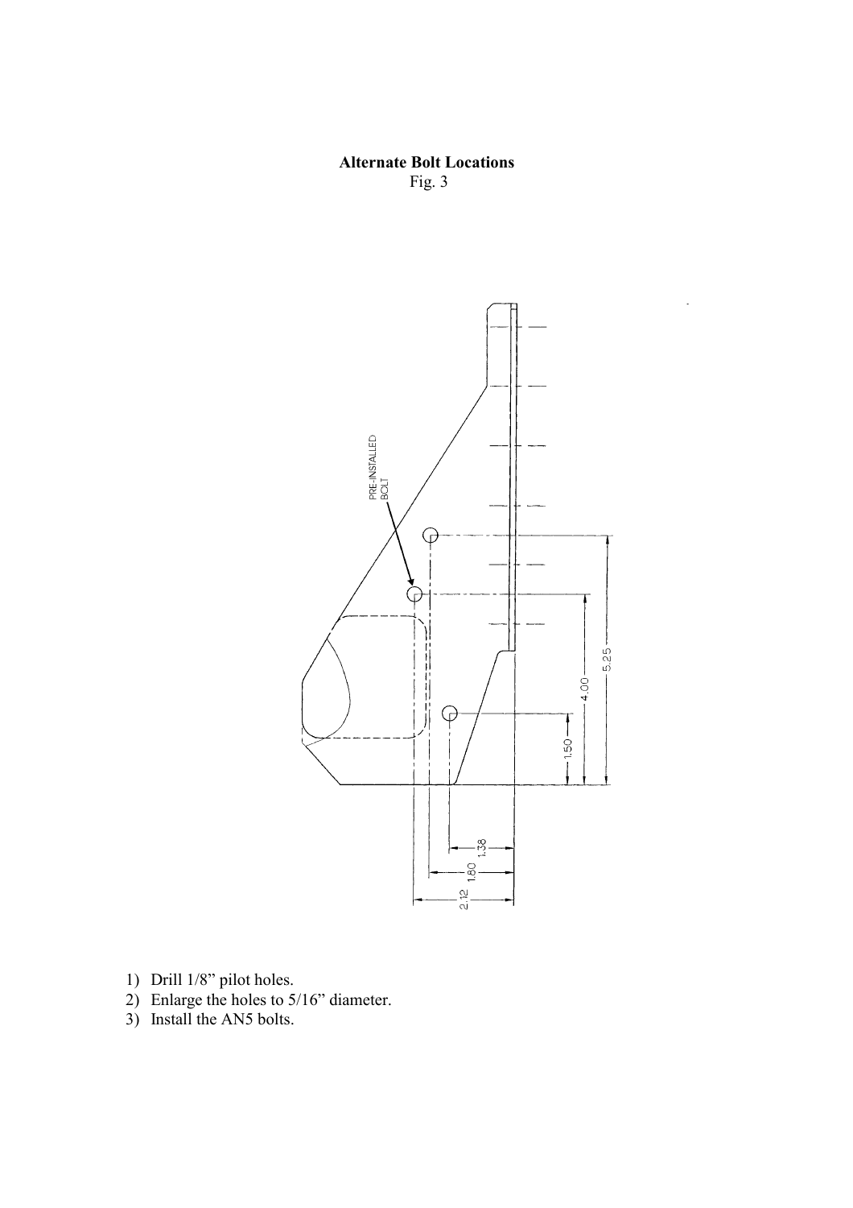**Alternate Bolt Locations**
Fig. 3

PRE-INSTALLED BOLT

5.25

4.00

1.50

1.38

1.80

2.12

1) Drill 1/8" pilot holes.
2) Enlarge the holes to 5/16" diameter.
3) Install the AN5 bolts.